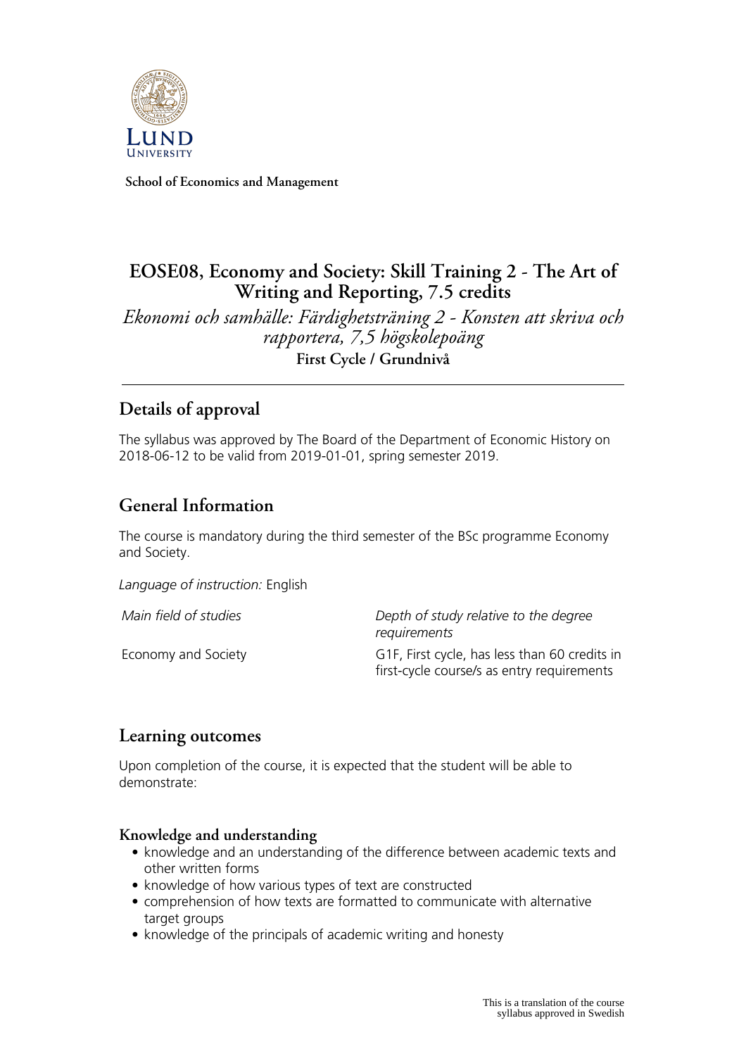School of Economics and Management

# EOSE08, Economy and Society: Skill Training 2 - The Art of Writing and Reporting, 7.5 credits

*Ekonomi och samhälle: Färdighetsträning 2 - Konsten att skriva och rapportera, 7,5 högskolepoäng*

**First Cycle / Grundnivå**

## Details of approval

The syllabus was approved by The Board of the Department of Economic History on 2018-06-12 to be valid from 2019-01-01, spring semester 2019.

## General Information

The course is mandatory during the third semester of the BSc programme Economy and Society.

*Language of instruction:* English

| *Main field of studies* | *Depth of study relative to the degree requirements* |
| --- | --- |
| Economy and Society | G1F, First cycle, has less than 60 credits in first-cycle course/s as entry requirements |

## Learning outcomes

Upon completion of the course, it is expected that the student will be able to demonstrate:

### Knowledge and understanding

- knowledge and an understanding of the difference between academic texts and other written forms
- knowledge of how various types of text are constructed
- comprehension of how texts are formatted to communicate with alternative target groups
- knowledge of the principals of academic writing and honesty

This is a translation of the course syllabus approved in Swedish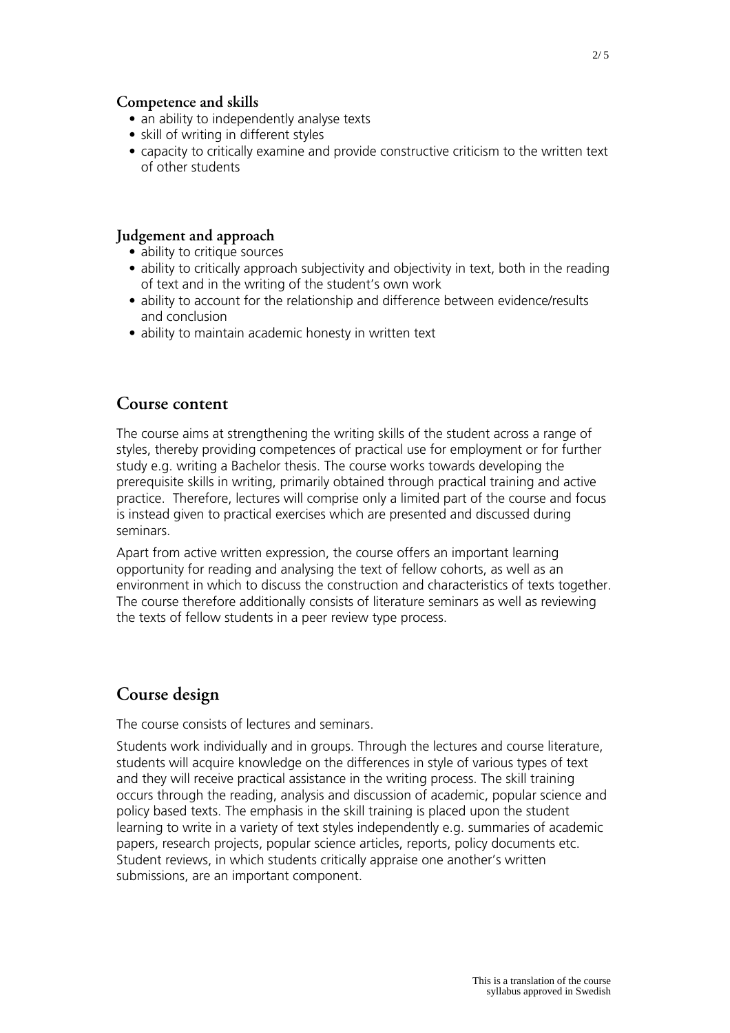### Competence and skills

- an ability to independently analyse texts
- skill of writing in different styles
- capacity to critically examine and provide constructive criticism to the written text of other students

### Judgement and approach

- ability to critique sources
- ability to critically approach subjectivity and objectivity in text, both in the reading of text and in the writing of the student's own work
- ability to account for the relationship and difference between evidence/results and conclusion
- ability to maintain academic honesty in written text

## Course content

The course aims at strengthening the writing skills of the student across a range of styles, thereby providing competences of practical use for employment or for further study e.g. writing a Bachelor thesis. The course works towards developing the prerequisite skills in writing, primarily obtained through practical training and active practice. Therefore, lectures will comprise only a limited part of the course and focus is instead given to practical exercises which are presented and discussed during seminars.

Apart from active written expression, the course offers an important learning opportunity for reading and analysing the text of fellow cohorts, as well as an environment in which to discuss the construction and characteristics of texts together. The course therefore additionally consists of literature seminars as well as reviewing the texts of fellow students in a peer review type process.

## Course design

The course consists of lectures and seminars.

Students work individually and in groups. Through the lectures and course literature, students will acquire knowledge on the differences in style of various types of text and they will receive practical assistance in the writing process. The skill training occurs through the reading, analysis and discussion of academic, popular science and policy based texts. The emphasis in the skill training is placed upon the student learning to write in a variety of text styles independently e.g. summaries of academic papers, research projects, popular science articles, reports, policy documents etc. Student reviews, in which students critically appraise one another's written submissions, are an important component.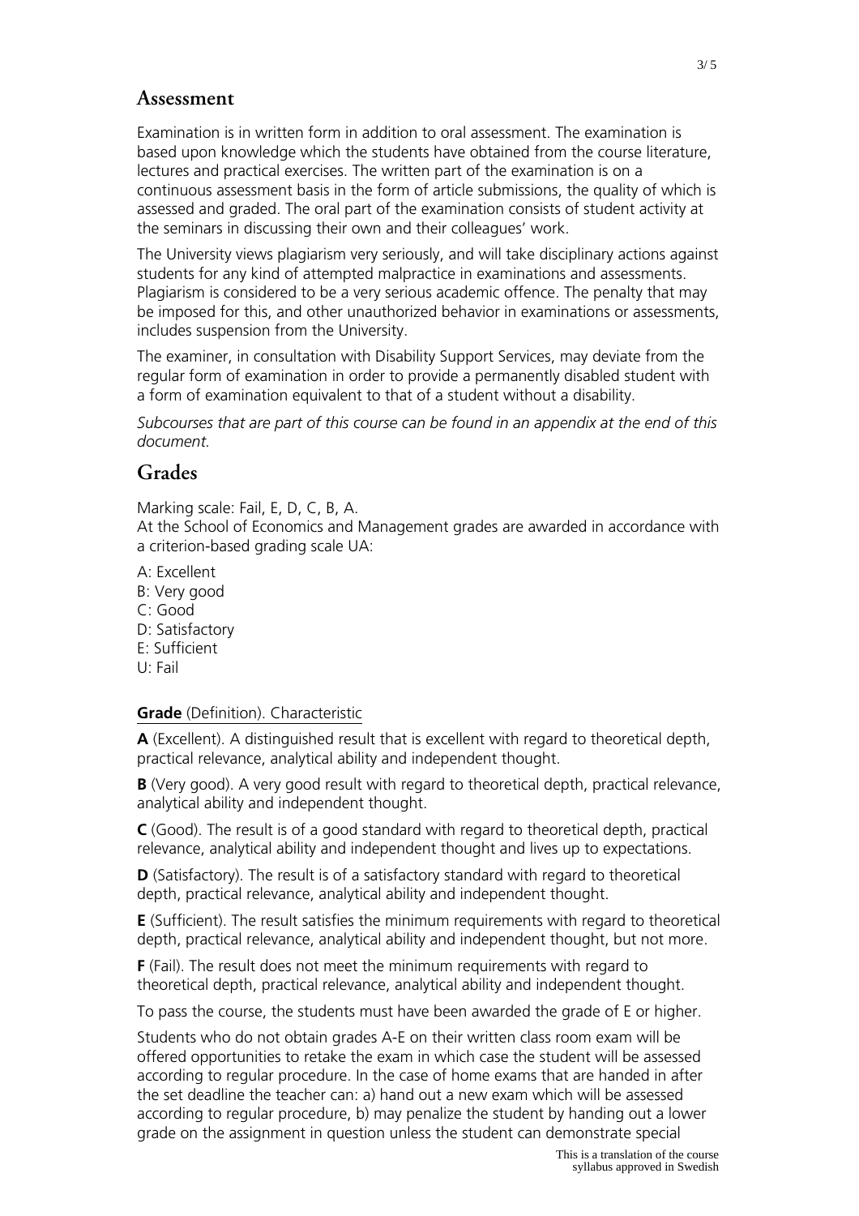## Assessment

Examination is in written form in addition to oral assessment. The examination is based upon knowledge which the students have obtained from the course literature, lectures and practical exercises. The written part of the examination is on a continuous assessment basis in the form of article submissions, the quality of which is assessed and graded. The oral part of the examination consists of student activity at the seminars in discussing their own and their colleagues' work.

The University views plagiarism very seriously, and will take disciplinary actions against students for any kind of attempted malpractice in examinations and assessments. Plagiarism is considered to be a very serious academic offence. The penalty that may be imposed for this, and other unauthorized behavior in examinations or assessments, includes suspension from the University.

The examiner, in consultation with Disability Support Services, may deviate from the regular form of examination in order to provide a permanently disabled student with a form of examination equivalent to that of a student without a disability.

*Subcourses that are part of this course can be found in an appendix at the end of this document.*

## Grades

Marking scale: Fail, E, D, C, B, A.
At the School of Economics and Management grades are awarded in accordance with a criterion-based grading scale UA:

A: Excellent
B: Very good
C: Good
D: Satisfactory
E: Sufficient
U: Fail

**Grade** (Definition). Characteristic

**A** (Excellent). A distinguished result that is excellent with regard to theoretical depth, practical relevance, analytical ability and independent thought.

**B** (Very good). A very good result with regard to theoretical depth, practical relevance, analytical ability and independent thought.

**C** (Good). The result is of a good standard with regard to theoretical depth, practical relevance, analytical ability and independent thought and lives up to expectations.

**D** (Satisfactory). The result is of a satisfactory standard with regard to theoretical depth, practical relevance, analytical ability and independent thought.

**E** (Sufficient). The result satisfies the minimum requirements with regard to theoretical depth, practical relevance, analytical ability and independent thought, but not more.

**F** (Fail). The result does not meet the minimum requirements with regard to theoretical depth, practical relevance, analytical ability and independent thought.

To pass the course, the students must have been awarded the grade of E or higher.

Students who do not obtain grades A-E on their written class room exam will be offered opportunities to retake the exam in which case the student will be assessed according to regular procedure. In the case of home exams that are handed in after the set deadline the teacher can: a) hand out a new exam which will be assessed according to regular procedure, b) may penalize the student by handing out a lower grade on the assignment in question unless the student can demonstrate special

This is a translation of the course syllabus approved in Swedish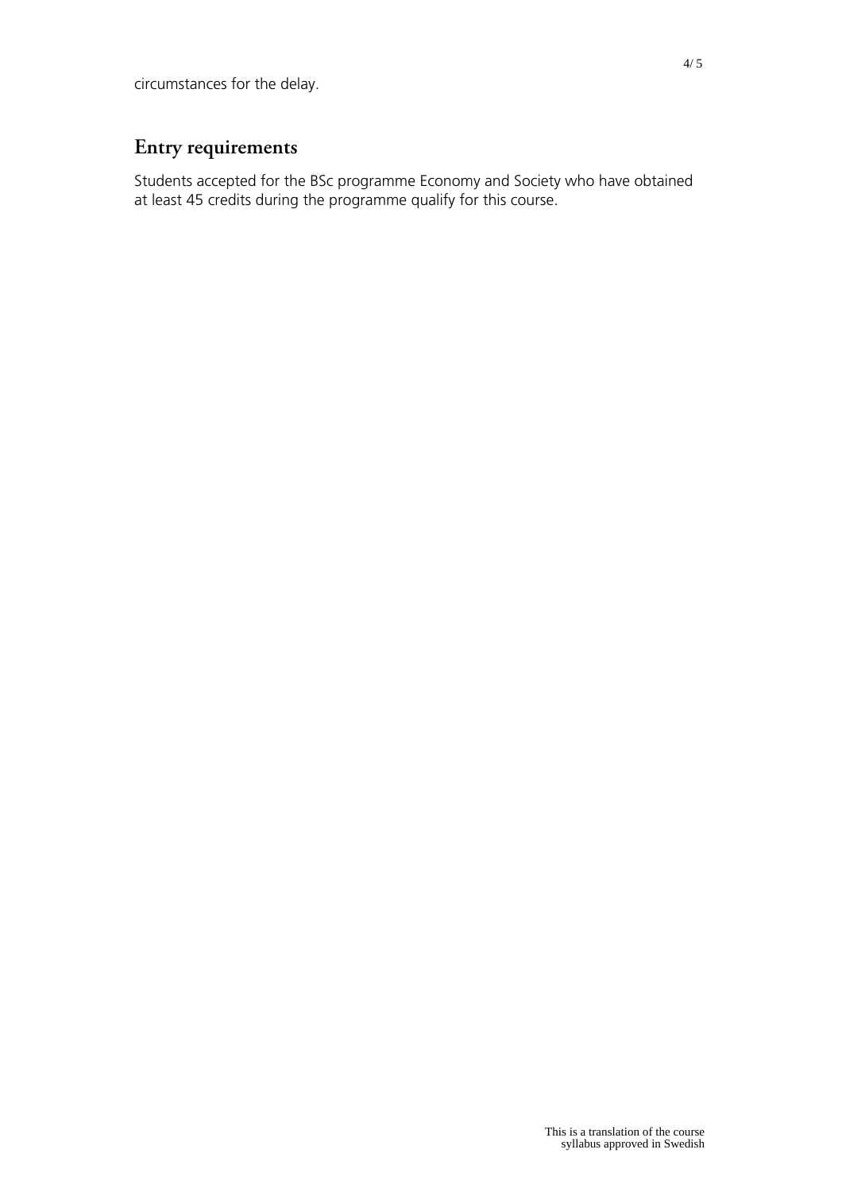circumstances for the delay.

## Entry requirements

Students accepted for the BSc programme Economy and Society who have obtained at least 45 credits during the programme qualify for this course.

This is a translation of the course syllabus approved in Swedish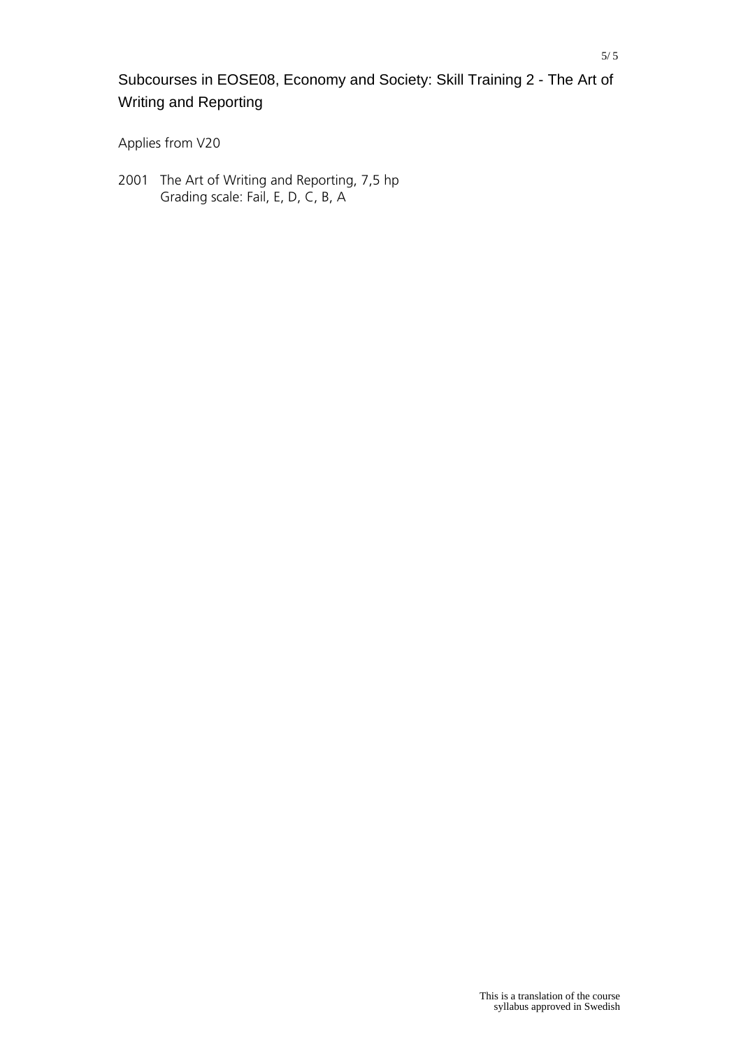# Subcourses in EOSE08, Economy and Society: Skill Training 2 - The Art of Writing and Reporting

Applies from V20

2001 The Art of Writing and Reporting, 7,5 hp
Grading scale: Fail, E, D, C, B, A

This is a translation of the course syllabus approved in Swedish